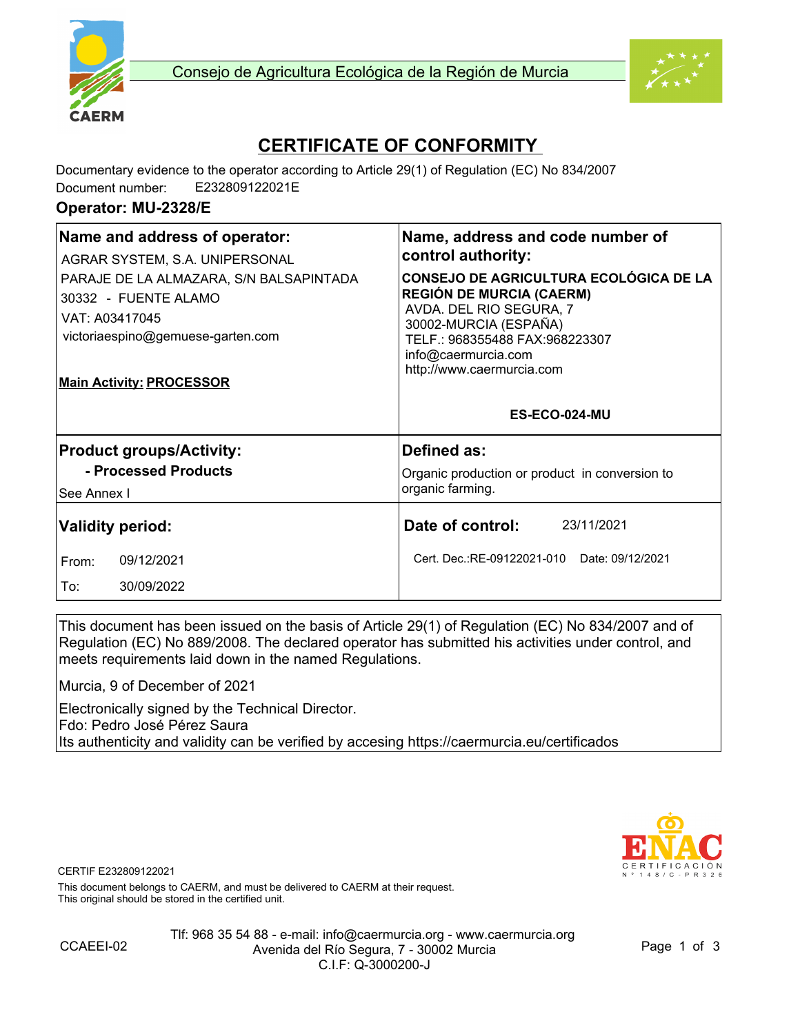Consejo de Agricultura Ecológica de la Región de Murcia

# CERTIFICATE OF CONFORMITY

Documentary evidence to the operator according to Article 29(1) of Regulation (EC) No 834/2007

Document number: E232809122021E

**Operator: MU-2328/E**

| **Name and address of operator:** | **Name, address and code number of control authority:** |
| --- | --- |
| AGRAR SYSTEM, S.A. UNIPERSONAL<br>PARAJE DE LA ALMAZARA, S/N BALSAPINTADA<br>30332 - FUENTE ALAMO<br>VAT: A03417045<br>victoriaespino@gemuese-garten.com<br><br>**Main Activity: PROCESSOR** | **CONSEJO DE AGRICULTURA ECOLÓGICA DE LA REGIÓN DE MURCIA (CAERM)**<br>AVDA. DEL RIO SEGURA, 7<br>30002-MURCIA (ESPAÑA)<br>TELF.: 968355488 FAX:968223307<br>info@caermurcia.com<br>http://www.caermurcia.com<br><br>**ES-ECO-024-MU** |
| **Product groups/Activity:**<br>**- Processed Products**<br>See Annex I | **Defined as:**<br>Organic production or product in conversion to organic farming. |
| **Validity period:**<br>From: 09/12/2021<br>To: 30/09/2022 | **Date of control:** 23/11/2021<br>Cert. Dec.:RE-09122021-010 Date: 09/12/2021 |

This document has been issued on the basis of Article 29(1) of Regulation (EC) No 834/2007 and of Regulation (EC) No 889/2008. The declared operator has submitted his activities under control, and meets requirements laid down in the named Regulations.

Murcia, 9 of December of 2021

Electronically signed by the Technical Director.
Fdo: Pedro José Pérez Saura
Its authenticity and validity can be verified by accesing https://caermurcia.eu/certificados

ENAC CERTIFICACIÓN Nº 148/C-PR326

CERTIF E232809122021

This document belongs to CAERM, and must be delivered to CAERM at their request.
This original should be stored in the certified unit.

CCAEEI-02

Tlf: 968 35 54 88 - e-mail: info@caermurcia.org - www.caermurcia.org
Avenida del Río Segura, 7 - 30002 Murcia
C.I.F: Q-3000200-J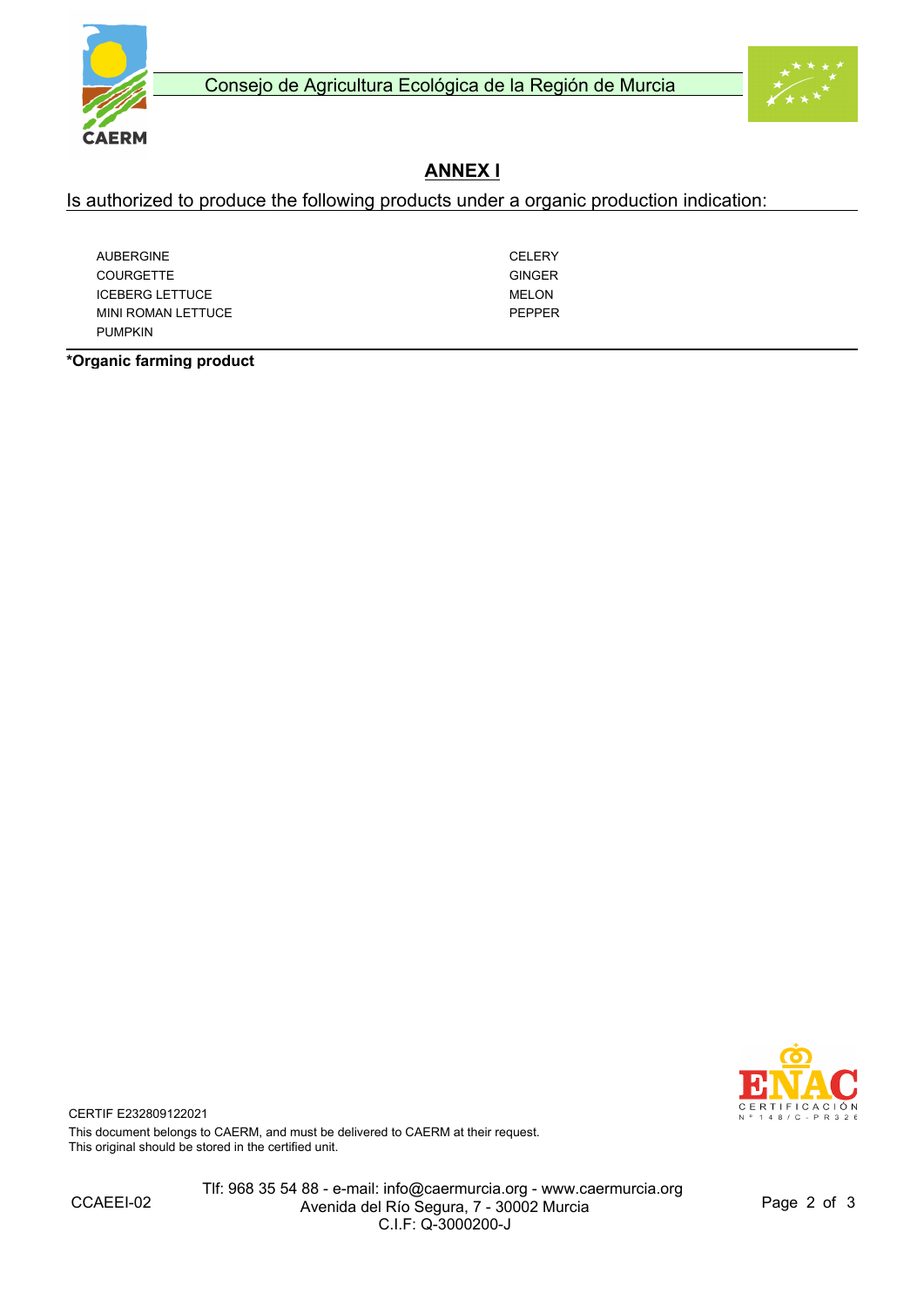Consejo de Agricultura Ecológica de la Región de Murcia

## ANNEX I

Is authorized to produce the following products under a organic production indication:

| | |
|---|---|
| AUBERGINE | CELERY |
| COURGETTE | GINGER |
| ICEBERG LETTUCE | MELON |
| MINI ROMAN LETTUCE | PEPPER |
| PUMPKIN | |

**\*Organic farming product**

CERTIF E232809122021

This document belongs to CAERM, and must be delivered to CAERM at their request.
This original should be stored in the certified unit.

CCAEEI-02

Tlf: 968 35 54 88 - e-mail: info@caermurcia.org - www.caermurcia.org
Avenida del Río Segura, 7 - 30002 Murcia
C.I.F: Q-3000200-J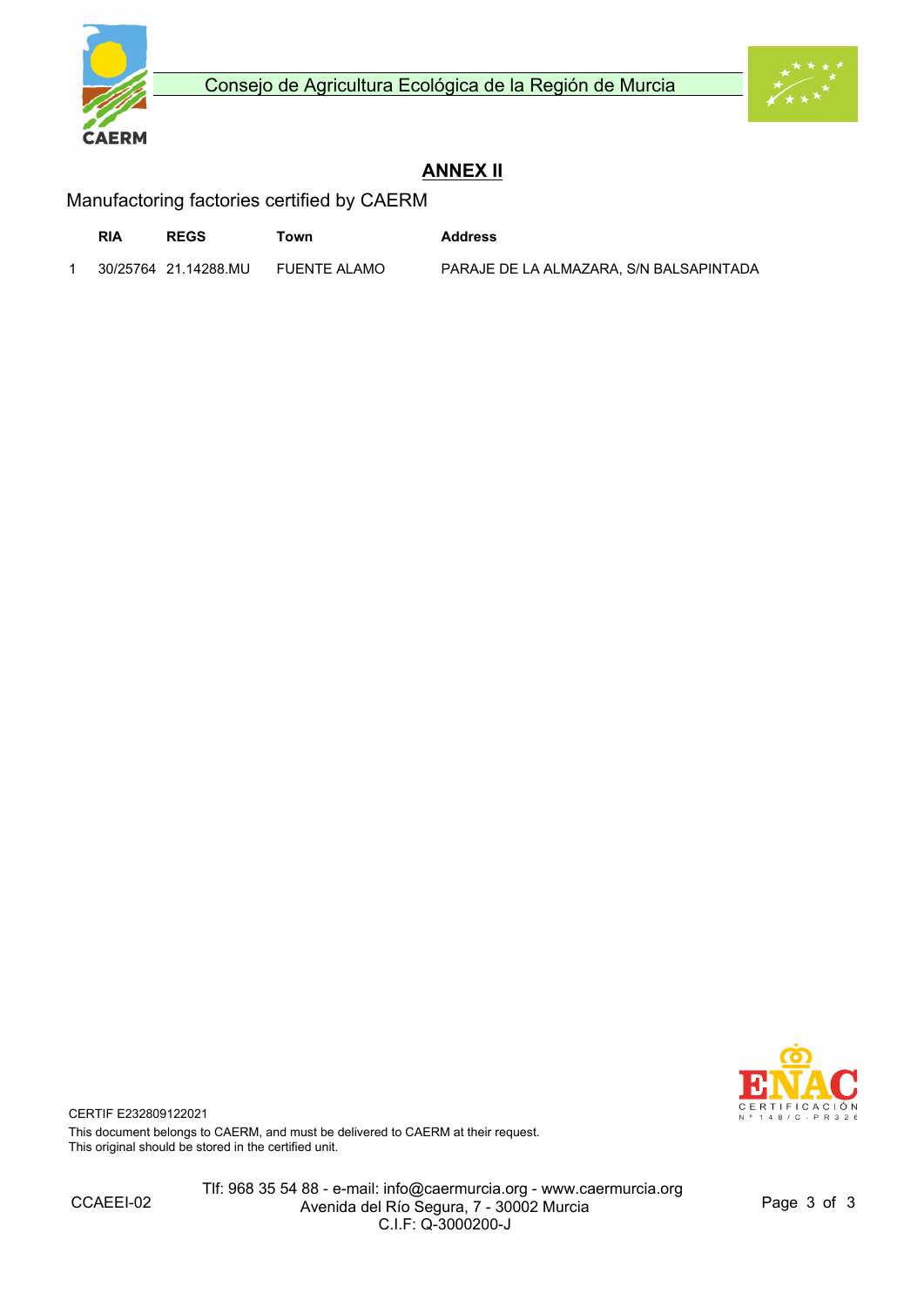Consejo de Agricultura Ecológica de la Región de Murcia

## ANNEX II

Manufactoring factories certified by CAERM

| | RIA | REGS | Town | Address |
|---|---|---|---|---|
| 1 | 30/25764 | 21.14288.MU | FUENTE ALAMO | PARAJE DE LA ALMAZARA, S/N BALSAPINTADA |

CERTIF E232809122021

This document belongs to CAERM, and must be delivered to CAERM at their request.
This original should be stored in the certified unit.

CCAEEI-02

Tlf: 968 35 54 88 - e-mail: info@caermurcia.org - www.caermurcia.org
Avenida del Río Segura, 7 - 30002 Murcia
C.I.F: Q-3000200-J